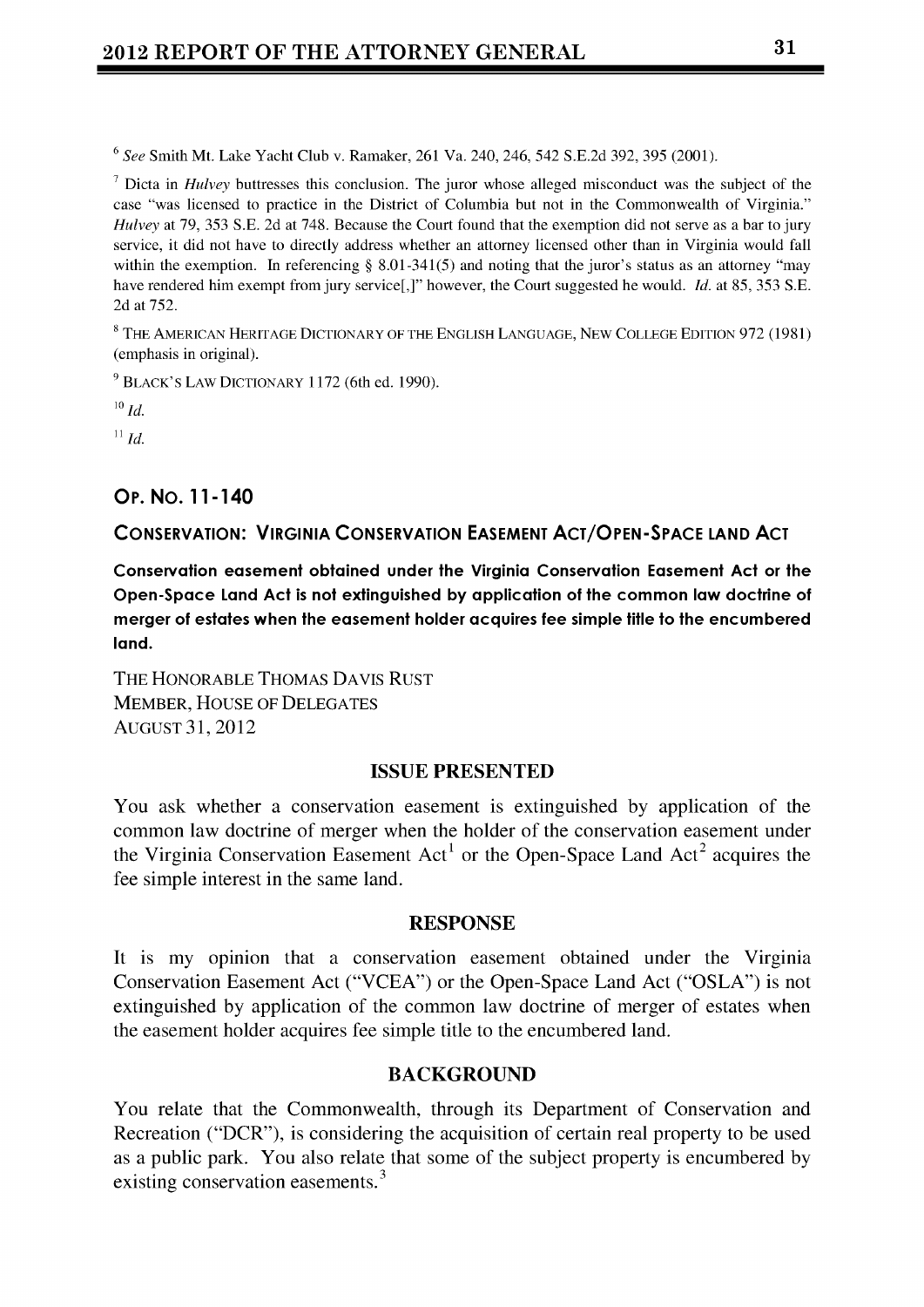[6] *See* Smith Mt. Lake Yacht Club v. Ramaker, 261 Va. 240, 246, 542 S.E.2d 392, 395 (2001).

[7] Dicta in *Hulvey* buttresses this conclusion. The juror whose alleged misconduct was the subject of the case "was licensed to practice in the District of Columbia but not in the Commonwealth of Virginia." *Hulvey* at 79, 353 S.E. 2d at 748. Because the Court found that the exemption did not serve as a bar to jury service, it did not have to directly address whether an attorney licensed other than in Virginia would fall within the exemption. In referencing § 8.01-341(5) and noting that the juror's status as an attorney "may have rendered him exempt from jury service[,]" however, the Court suggested he would. *Id.* at 85, 353 S.E. 2d at 752.

[8] THE AMERICAN HERITAGE DICTIONARY OF THE ENGLISH LANGUAGE, NEW COLLEGE EDITION 972 (1981) (emphasis in original).

[9] BLACK'S LAW DICTIONARY 1172 (6th ed. 1990).

[10] *Id.*

[11] *Id.*

## OP. NO. 11-140

### CONSERVATION: VIRGINIA CONSERVATION EASEMENT ACT/OPEN-SPACE LAND ACT

**Conservation easement obtained under the Virginia Conservation Easement Act or the Open-Space Land Act is not extinguished by application of the common law doctrine of merger of estates when the easement holder acquires fee simple title to the encumbered land.**

THE HONORABLE THOMAS DAVIS RUST
MEMBER, HOUSE OF DELEGATES
AUGUST 31, 2012

### ISSUE PRESENTED

You ask whether a conservation easement is extinguished by application of the common law doctrine of merger when the holder of the conservation easement under the Virginia Conservation Easement Act[1] or the Open-Space Land Act[2] acquires the fee simple interest in the same land.

### RESPONSE

It is my opinion that a conservation easement obtained under the Virginia Conservation Easement Act ("VCEA") or the Open-Space Land Act ("OSLA") is not extinguished by application of the common law doctrine of merger of estates when the easement holder acquires fee simple title to the encumbered land.

### BACKGROUND

You relate that the Commonwealth, through its Department of Conservation and Recreation ("DCR"), is considering the acquisition of certain real property to be used as a public park. You also relate that some of the subject property is encumbered by existing conservation easements.[3]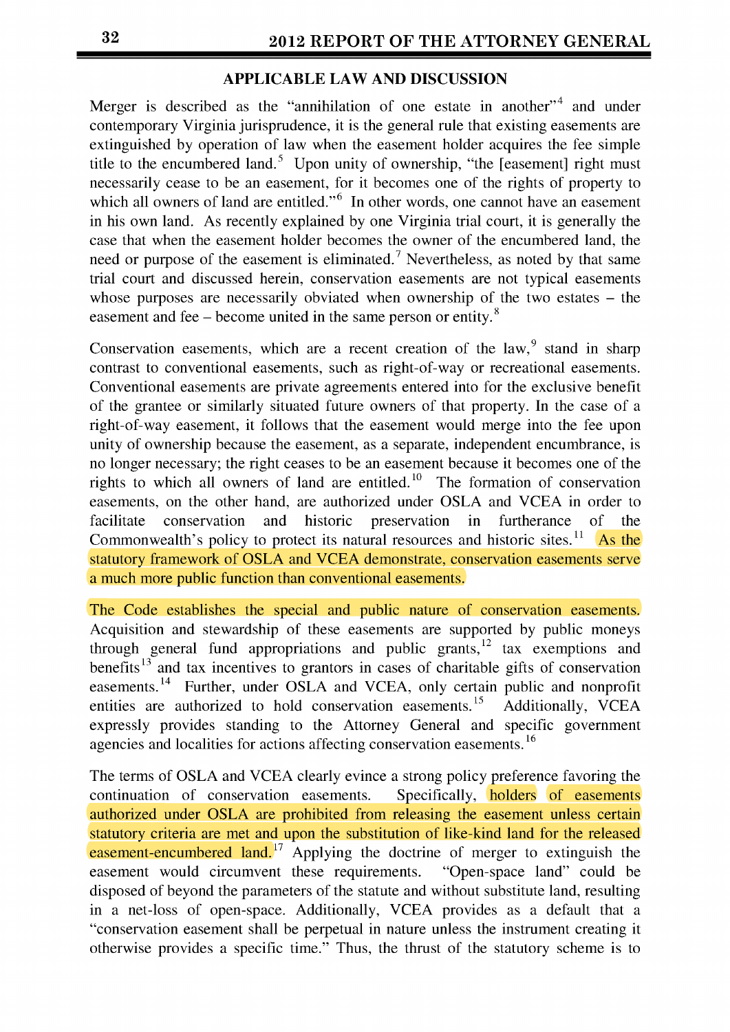## APPLICABLE LAW AND DISCUSSION

Merger is described as the "annihilation of one estate in another"[4] and under contemporary Virginia jurisprudence, it is the general rule that existing easements are extinguished by operation of law when the easement holder acquires the fee simple title to the encumbered land.[5] Upon unity of ownership, "the [easement] right must necessarily cease to be an easement, for it becomes one of the rights of property to which all owners of land are entitled."[6] In other words, one cannot have an easement in his own land. As recently explained by one Virginia trial court, it is generally the case that when the easement holder becomes the owner of the encumbered land, the need or purpose of the easement is eliminated.[7] Nevertheless, as noted by that same trial court and discussed herein, conservation easements are not typical easements whose purposes are necessarily obviated when ownership of the two estates – the easement and fee – become united in the same person or entity.[8]

Conservation easements, which are a recent creation of the law,[9] stand in sharp contrast to conventional easements, such as right-of-way or recreational easements. Conventional easements are private agreements entered into for the exclusive benefit of the grantee or similarly situated future owners of that property. In the case of a right-of-way easement, it follows that the easement would merge into the fee upon unity of ownership because the easement, as a separate, independent encumbrance, is no longer necessary; the right ceases to be an easement because it becomes one of the rights to which all owners of land are entitled.[10] The formation of conservation easements, on the other hand, are authorized under OSLA and VCEA in order to facilitate conservation and historic preservation in furtherance of the Commonwealth's policy to protect its natural resources and historic sites.[11] As the statutory framework of OSLA and VCEA demonstrate, conservation easements serve a much more public function than conventional easements.

The Code establishes the special and public nature of conservation easements. Acquisition and stewardship of these easements are supported by public moneys through general fund appropriations and public grants,[12] tax exemptions and benefits[13] and tax incentives to grantors in cases of charitable gifts of conservation easements.[14] Further, under OSLA and VCEA, only certain public and nonprofit entities are authorized to hold conservation easements.[15] Additionally, VCEA expressly provides standing to the Attorney General and specific government agencies and localities for actions affecting conservation easements.[16]

The terms of OSLA and VCEA clearly evince a strong policy preference favoring the continuation of conservation easements. Specifically, holders of easements authorized under OSLA are prohibited from releasing the easement unless certain statutory criteria are met and upon the substitution of like-kind land for the released easement-encumbered land.[17] Applying the doctrine of merger to extinguish the easement would circumvent these requirements. "Open-space land" could be disposed of beyond the parameters of the statute and without substitute land, resulting in a net-loss of open-space. Additionally, VCEA provides as a default that a "conservation easement shall be perpetual in nature unless the instrument creating it otherwise provides a specific time." Thus, the thrust of the statutory scheme is to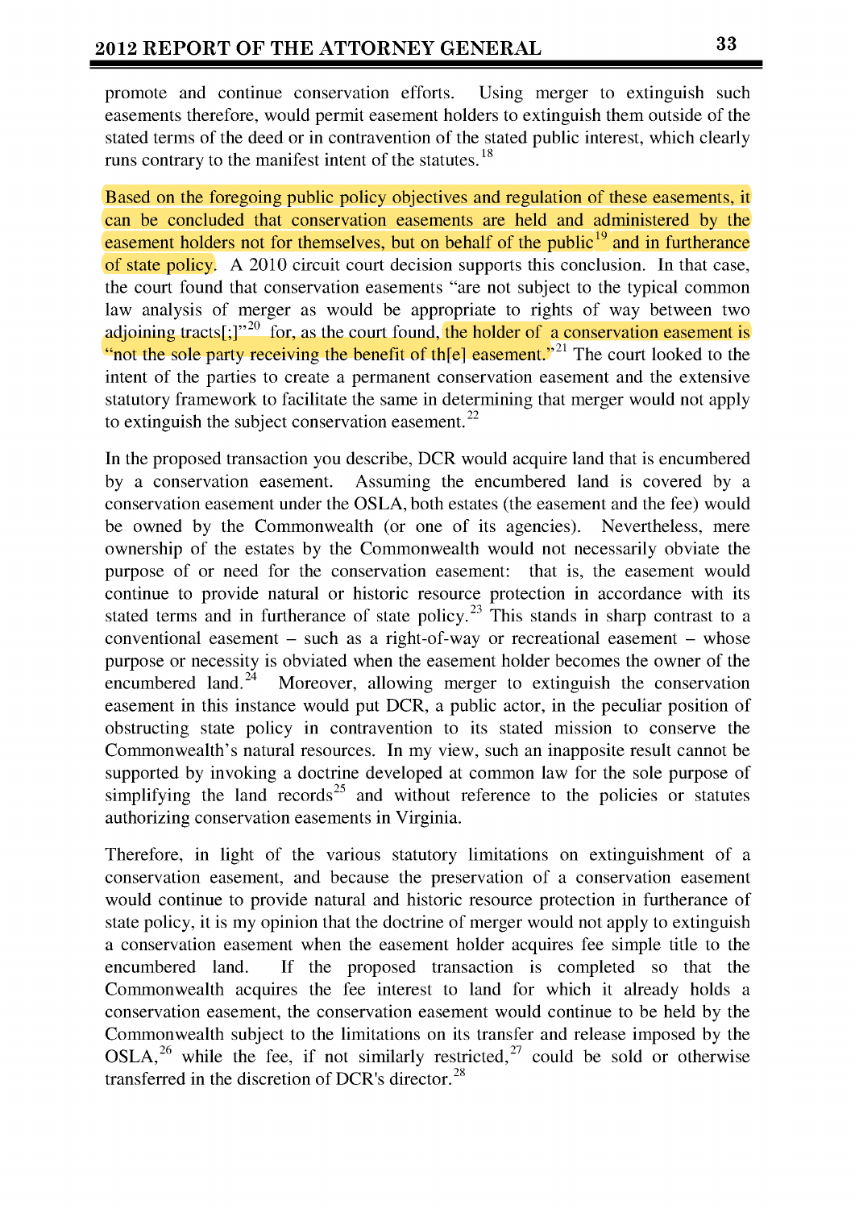promote and continue conservation efforts. Using merger to extinguish such easements therefore, would permit easement holders to extinguish them outside of the stated terms of the deed or in contravention of the stated public interest, which clearly runs contrary to the manifest intent of the statutes.[18]

Based on the foregoing public policy objectives and regulation of these easements, it can be concluded that conservation easements are held and administered by the easement holders not for themselves, but on behalf of the public[19] and in furtherance of state policy. A 2010 circuit court decision supports this conclusion. In that case, the court found that conservation easements "are not subject to the typical common law analysis of merger as would be appropriate to rights of way between two adjoining tracts[;]"[20] for, as the court found, the holder of a conservation easement is "not the sole party receiving the benefit of th[e] easement."[21] The court looked to the intent of the parties to create a permanent conservation easement and the extensive statutory framework to facilitate the same in determining that merger would not apply to extinguish the subject conservation easement.[22]

In the proposed transaction you describe, DCR would acquire land that is encumbered by a conservation easement. Assuming the encumbered land is covered by a conservation easement under the OSLA, both estates (the easement and the fee) would be owned by the Commonwealth (or one of its agencies). Nevertheless, mere ownership of the estates by the Commonwealth would not necessarily obviate the purpose of or need for the conservation easement: that is, the easement would continue to provide natural or historic resource protection in accordance with its stated terms and in furtherance of state policy.[23] This stands in sharp contrast to a conventional easement – such as a right-of-way or recreational easement – whose purpose or necessity is obviated when the easement holder becomes the owner of the encumbered land.[24] Moreover, allowing merger to extinguish the conservation easement in this instance would put DCR, a public actor, in the peculiar position of obstructing state policy in contravention to its stated mission to conserve the Commonwealth's natural resources. In my view, such an inapposite result cannot be supported by invoking a doctrine developed at common law for the sole purpose of simplifying the land records[25] and without reference to the policies or statutes authorizing conservation easements in Virginia.

Therefore, in light of the various statutory limitations on extinguishment of a conservation easement, and because the preservation of a conservation easement would continue to provide natural and historic resource protection in furtherance of state policy, it is my opinion that the doctrine of merger would not apply to extinguish a conservation easement when the easement holder acquires fee simple title to the encumbered land. If the proposed transaction is completed so that the Commonwealth acquires the fee interest to land for which it already holds a conservation easement, the conservation easement would continue to be held by the Commonwealth subject to the limitations on its transfer and release imposed by the OSLA,[26] while the fee, if not similarly restricted,[27] could be sold or otherwise transferred in the discretion of DCR's director.[28]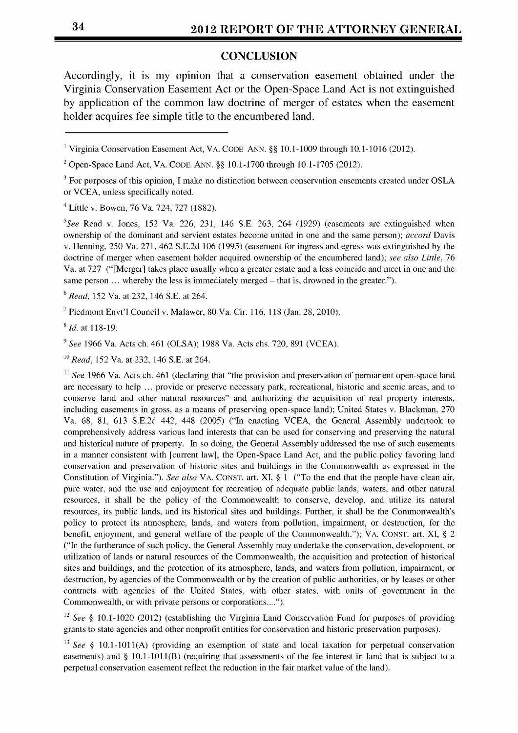## CONCLUSION

Accordingly, it is my opinion that a conservation easement obtained under the Virginia Conservation Easement Act or the Open-Space Land Act is not extinguished by application of the common law doctrine of merger of estates when the easement holder acquires fee simple title to the encumbered land.

---

[1] Virginia Conservation Easement Act, VA. CODE ANN. §§ 10.1-1009 through 10.1-1016 (2012).

[2] Open-Space Land Act, VA. CODE ANN. §§ 10.1-1700 through 10.1-1705 (2012).

[3] For purposes of this opinion, I make no distinction between conservation easements created under OSLA or VCEA, unless specifically noted.

[4] Little v. Bowen, 76 Va. 724, 727 (1882).

[5] *See* Read v. Jones, 152 Va. 226, 231, 146 S.E. 263, 264 (1929) (easements are extinguished when ownership of the dominant and servient estates become united in one and the same person); *accord* Davis v. Henning, 250 Va. 271, 462 S.E.2d 106 (1995) (easement for ingress and egress was extinguished by the doctrine of merger when easement holder acquired ownership of the encumbered land); *see also Little*, 76 Va. at 727 ("[Merger] takes place usually when a greater estate and a less coincide and meet in one and the same person … whereby the less is immediately merged – that is, drowned in the greater.").

[6] *Read*, 152 Va. at 232, 146 S.E. at 264.

[7] Piedmont Envt'l Council v. Malawer, 80 Va. Cir. 116, 118 (Jan. 28, 2010).

[8] *Id.* at 118-19.

[9] *See* 1966 Va. Acts ch. 461 (OLSA); 1988 Va. Acts chs. 720, 891 (VCEA).

[10] *Read*, 152 Va. at 232, 146 S.E. at 264.

[11] *See* 1966 Va. Acts ch. 461 (declaring that "the provision and preservation of permanent open-space land are necessary to help … provide or preserve necessary park, recreational, historic and scenic areas, and to conserve land and other natural resources" and authorizing the acquisition of real property interests, including easements in gross, as a means of preserving open-space land); United States v. Blackman, 270 Va. 68, 81, 613 S.E.2d 442, 448 (2005) ("In enacting VCEA, the General Assembly undertook to comprehensively address various land interests that can be used for conserving and preserving the natural and historical nature of property. In so doing, the General Assembly addressed the use of such easements in a manner consistent with [current law], the Open-Space Land Act, and the public policy favoring land conservation and preservation of historic sites and buildings in the Commonwealth as expressed in the Constitution of Virginia."). *See also* VA. CONST. art. XI, § 1 ("To the end that the people have clean air, pure water, and the use and enjoyment for recreation of adequate public lands, waters, and other natural resources, it shall be the policy of the Commonwealth to conserve, develop, and utilize its natural resources, its public lands, and its historical sites and buildings. Further, it shall be the Commonwealth's policy to protect its atmosphere, lands, and waters from pollution, impairment, or destruction, for the benefit, enjoyment, and general welfare of the people of the Commonwealth."); VA. CONST. art. XI, § 2 ("In the furtherance of such policy, the General Assembly may undertake the conservation, development, or utilization of lands or natural resources of the Commonwealth, the acquisition and protection of historical sites and buildings, and the protection of its atmosphere, lands, and waters from pollution, impairment, or destruction, by agencies of the Commonwealth or by the creation of public authorities, or by leases or other contracts with agencies of the United States, with other states, with units of government in the Commonwealth, or with private persons or corporations....").

[12] *See* § 10.1-1020 (2012) (establishing the Virginia Land Conservation Fund for purposes of providing grants to state agencies and other nonprofit entities for conservation and historic preservation purposes).

[13] *See* § 10.1-1011(A) (providing an exemption of state and local taxation for perpetual conservation easements) and § 10.1-1011(B) (requiring that assessments of the fee interest in land that is subject to a perpetual conservation easement reflect the reduction in the fair market value of the land).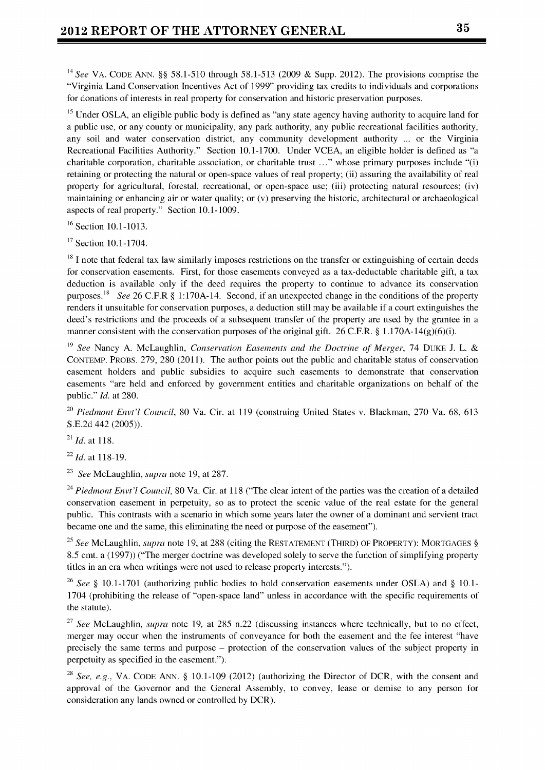[14] *See* VA. CODE ANN. §§ 58.1-510 through 58.1-513 (2009 & Supp. 2012). The provisions comprise the "Virginia Land Conservation Incentives Act of 1999" providing tax credits to individuals and corporations for donations of interests in real property for conservation and historic preservation purposes.

[15] Under OSLA, an eligible public body is defined as "any state agency having authority to acquire land for a public use, or any county or municipality, any park authority, any public recreational facilities authority, any soil and water conservation district, any community development authority ... or the Virginia Recreational Facilities Authority." Section 10.1-1700. Under VCEA, an eligible holder is defined as "a charitable corporation, charitable association, or charitable trust ..." whose primary purposes include "(i) retaining or protecting the natural or open-space values of real property; (ii) assuring the availability of real property for agricultural, forestal, recreational, or open-space use; (iii) protecting natural resources; (iv) maintaining or enhancing air or water quality; or (v) preserving the historic, architectural or archaeological aspects of real property." Section 10.1-1009.

[16] Section 10.1-1013.

[17] Section 10.1-1704.

[18] I note that federal tax law similarly imposes restrictions on the transfer or extinguishing of certain deeds for conservation easements. First, for those easements conveyed as a tax-deductable charitable gift, a tax deduction is available only if the deed requires the property to continue to advance its conservation purposes.[18] *See* 26 C.F.R § 1:170A-14. Second, if an unexpected change in the conditions of the property renders it unsuitable for conservation purposes, a deduction still may be available if a court extinguishes the deed's restrictions and the proceeds of a subsequent transfer of the property are used by the grantee in a manner consistent with the conservation purposes of the original gift. 26 C.F.R. § 1.170A-14(g)(6)(i).

[19] *See* Nancy A. McLaughlin, *Conservation Easements and the Doctrine of Merger*, 74 DUKE J. L. & CONTEMP. PROBS. 279, 280 (2011). The author points out the public and charitable status of conservation easement holders and public subsidies to acquire such easements to demonstrate that conservation easements "are held and enforced by government entities and charitable organizations on behalf of the public." *Id.* at 280.

[20] *Piedmont Envt'l Council*, 80 Va. Cir. at 119 (construing United States v. Blackman, 270 Va. 68, 613 S.E.2d 442 (2005)).

[21] *Id.* at 118.

[22] *Id.* at 118-19.

[23] *See* McLaughlin, *supra* note 19, at 287.

[24] *Piedmont Envt'l Council*, 80 Va. Cir. at 118 ("The clear intent of the parties was the creation of a detailed conservation easement in perpetuity, so as to protect the scenic value of the real estate for the general public. This contrasts with a scenario in which some years later the owner of a dominant and servient tract became one and the same, this eliminating the need or purpose of the easement").

[25] *See* McLaughlin, *supra* note 19, at 288 (citing the RESTATEMENT (THIRD) OF PROPERTY): MORTGAGES § 8.5 cmt. a (1997)) ("The merger doctrine was developed solely to serve the function of simplifying property titles in an era when writings were not used to release property interests.").

[26] *See* § 10.1-1701 (authorizing public bodies to hold conservation easements under OSLA) and § 10.1-1704 (prohibiting the release of "open-space land" unless in accordance with the specific requirements of the statute).

[27] *See* McLaughlin, *supra* note 19, at 285 n.22 (discussing instances where technically, but to no effect, merger may occur when the instruments of conveyance for both the easement and the fee interest "have precisely the same terms and purpose – protection of the conservation values of the subject property in perpetuity as specified in the easement.").

[28] *See, e.g.*, VA. CODE ANN. § 10.1-109 (2012) (authorizing the Director of DCR, with the consent and approval of the Governor and the General Assembly, to convey, lease or demise to any person for consideration any lands owned or controlled by DCR).